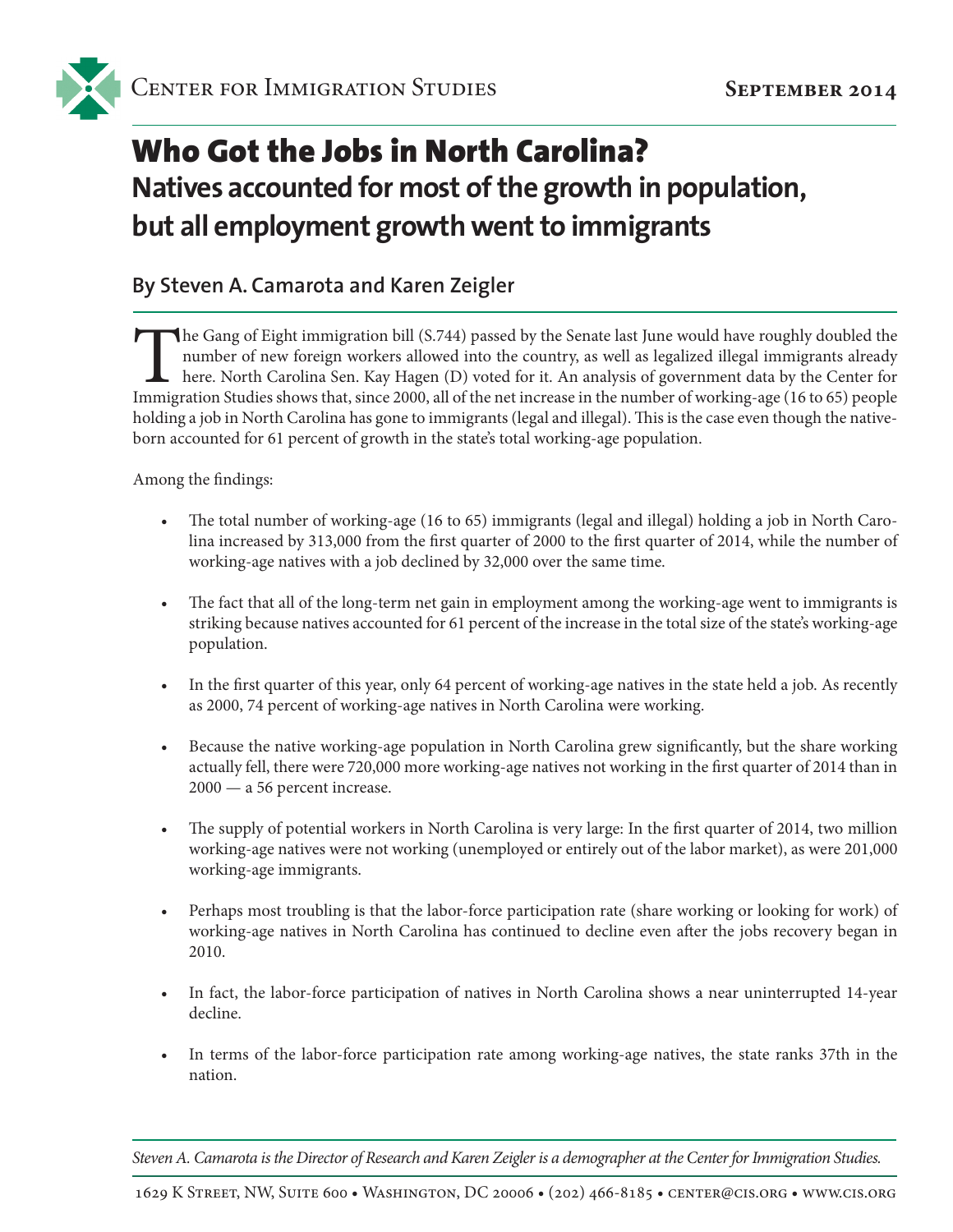Center for Immigration Studies

September 2014

# Who Got the Jobs in North Carolina?

## Natives accounted for most of the growth in population, but all employment growth went to immigrants

### By Steven A. Camarota and Karen Zeigler

The Gang of Eight immigration bill (S.744) passed by the Senate last June would have roughly doubled the number of new foreign workers allowed into the country, as well as legalized illegal immigrants already here. North Carolina Sen. Kay Hagen (D) voted for it. An analysis of government data by the Center for Immigration Studies shows that, since 2000, all of the net increase in the number of working-age (16 to 65) people holding a job in North Carolina has gone to immigrants (legal and illegal). This is the case even though the native-born accounted for 61 percent of growth in the state's total working-age population.

Among the findings:

- The total number of working-age (16 to 65) immigrants (legal and illegal) holding a job in North Carolina increased by 313,000 from the first quarter of 2000 to the first quarter of 2014, while the number of working-age natives with a job declined by 32,000 over the same time.
- The fact that all of the long-term net gain in employment among the working-age went to immigrants is striking because natives accounted for 61 percent of the increase in the total size of the state's working-age population.
- In the first quarter of this year, only 64 percent of working-age natives in the state held a job. As recently as 2000, 74 percent of working-age natives in North Carolina were working.
- Because the native working-age population in North Carolina grew significantly, but the share working actually fell, there were 720,000 more working-age natives not working in the first quarter of 2014 than in 2000 — a 56 percent increase.
- The supply of potential workers in North Carolina is very large: In the first quarter of 2014, two million working-age natives were not working (unemployed or entirely out of the labor market), as were 201,000 working-age immigrants.
- Perhaps most troubling is that the labor-force participation rate (share working or looking for work) of working-age natives in North Carolina has continued to decline even after the jobs recovery began in 2010.
- In fact, the labor-force participation of natives in North Carolina shows a near uninterrupted 14-year decline.
- In terms of the labor-force participation rate among working-age natives, the state ranks 37th in the nation.

*Steven A. Camarota is the Director of Research and Karen Zeigler is a demographer at the Center for Immigration Studies.*

1629 K Street, NW, Suite 600 • Washington, DC 20006 • (202) 466-8185 • center@cis.org • www.cis.org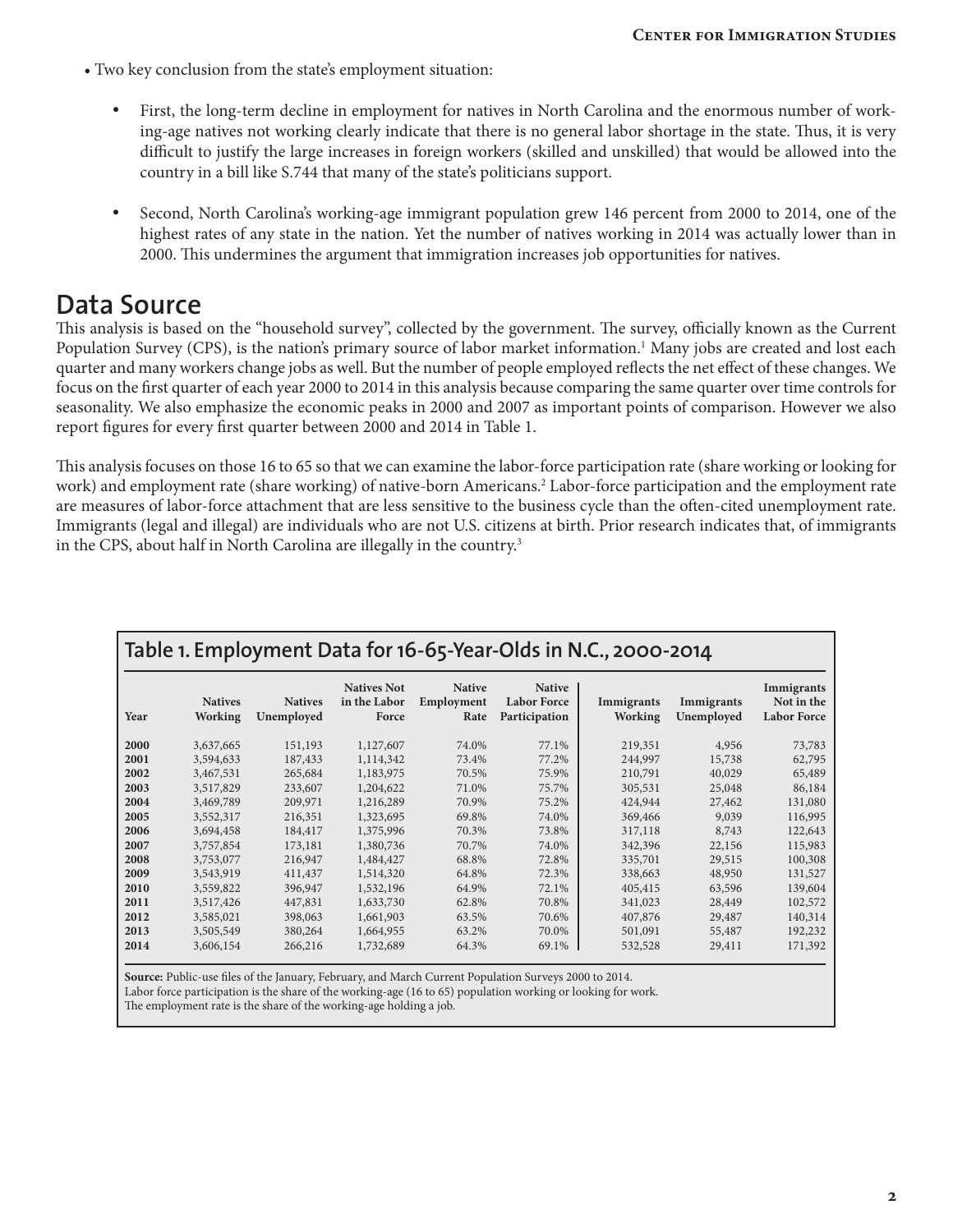- Two key conclusion from the state's employment situation:

  - First, the long-term decline in employment for natives in North Carolina and the enormous number of working-age natives not working clearly indicate that there is no general labor shortage in the state. Thus, it is very difficult to justify the large increases in foreign workers (skilled and unskilled) that would be allowed into the country in a bill like S.744 that many of the state's politicians support.

  - Second, North Carolina's working-age immigrant population grew 146 percent from 2000 to 2014, one of the highest rates of any state in the nation. Yet the number of natives working in 2014 was actually lower than in 2000. This undermines the argument that immigration increases job opportunities for natives.

## Data Source

This analysis is based on the "household survey", collected by the government. The survey, officially known as the Current Population Survey (CPS), is the nation's primary source of labor market information.[1] Many jobs are created and lost each quarter and many workers change jobs as well. But the number of people employed reflects the net effect of these changes. We focus on the first quarter of each year 2000 to 2014 in this analysis because comparing the same quarter over time controls for seasonality. We also emphasize the economic peaks in 2000 and 2007 as important points of comparison. However we also report figures for every first quarter between 2000 and 2014 in Table 1.

This analysis focuses on those 16 to 65 so that we can examine the labor-force participation rate (share working or looking for work) and employment rate (share working) of native-born Americans.[2] Labor-force participation and the employment rate are measures of labor-force attachment that are less sensitive to the business cycle than the often-cited unemployment rate. Immigrants (legal and illegal) are individuals who are not U.S. citizens at birth. Prior research indicates that, of immigrants in the CPS, about half in North Carolina are illegally in the country.[3]

### Table 1. Employment Data for 16-65-Year-Olds in N.C., 2000-2014

| Year | Natives Working | Natives Unemployed | Natives Not in the Labor Force | Native Employment Rate | Native Labor Force Participation | Immigrants Working | Immigrants Unemployed | Immigrants Not in the Labor Force |
|---|---|---|---|---|---|---|---|---|
| 2000 | 3,637,665 | 151,193 | 1,127,607 | 74.0% | 77.1% | 219,351 | 4,956 | 73,783 |
| 2001 | 3,594,633 | 187,433 | 1,114,342 | 73.4% | 77.2% | 244,997 | 15,738 | 62,795 |
| 2002 | 3,467,531 | 265,684 | 1,183,975 | 70.5% | 75.9% | 210,791 | 40,029 | 65,489 |
| 2003 | 3,517,829 | 233,607 | 1,204,622 | 71.0% | 75.7% | 305,531 | 25,048 | 86,184 |
| 2004 | 3,469,789 | 209,971 | 1,216,289 | 70.9% | 75.2% | 424,944 | 27,462 | 131,080 |
| 2005 | 3,552,317 | 216,351 | 1,323,695 | 69.8% | 74.0% | 369,466 | 9,039 | 116,995 |
| 2006 | 3,694,458 | 184,417 | 1,375,996 | 70.3% | 73.8% | 317,118 | 8,743 | 122,643 |
| 2007 | 3,757,854 | 173,181 | 1,380,736 | 70.7% | 74.0% | 342,396 | 22,156 | 115,983 |
| 2008 | 3,753,077 | 216,947 | 1,484,427 | 68.8% | 72.8% | 335,701 | 29,515 | 100,308 |
| 2009 | 3,543,919 | 411,437 | 1,514,320 | 64.8% | 72.3% | 338,663 | 48,950 | 131,527 |
| 2010 | 3,559,822 | 396,947 | 1,532,196 | 64.9% | 72.1% | 405,415 | 63,596 | 139,604 |
| 2011 | 3,517,426 | 447,831 | 1,633,730 | 62.8% | 70.8% | 341,023 | 28,449 | 102,572 |
| 2012 | 3,585,021 | 398,063 | 1,661,903 | 63.5% | 70.6% | 407,876 | 29,487 | 140,314 |
| 2013 | 3,505,549 | 380,264 | 1,664,955 | 63.2% | 70.0% | 501,091 | 55,487 | 192,232 |
| 2014 | 3,606,154 | 266,216 | 1,732,689 | 64.3% | 69.1% | 532,528 | 29,411 | 171,392 |

**Source:** Public-use files of the January, February, and March Current Population Surveys 2000 to 2014.
Labor force participation is the share of the working-age (16 to 65) population working or looking for work.
The employment rate is the share of the working-age holding a job.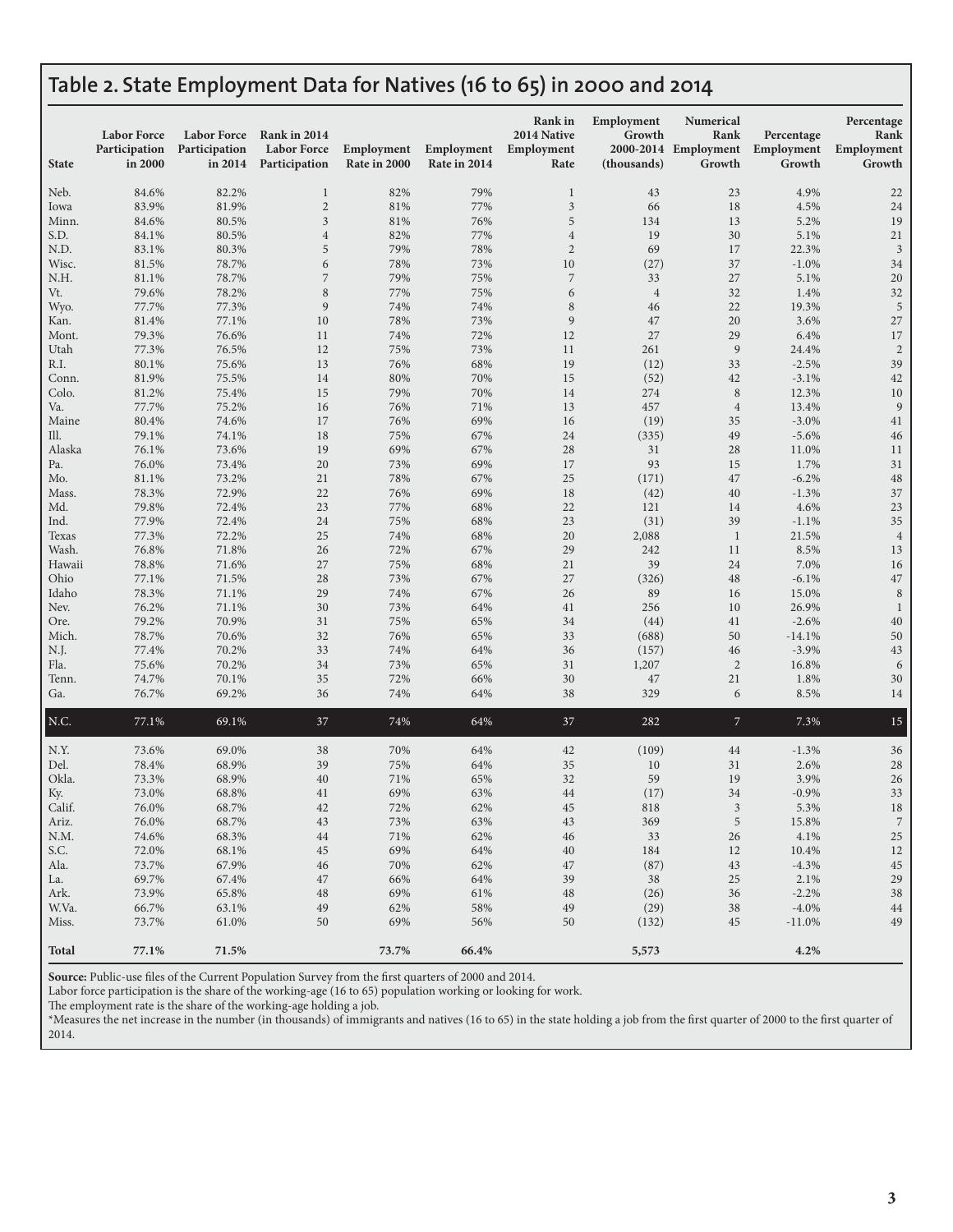## Table 2. State Employment Data for Natives (16 to 65) in 2000 and 2014

| State | Labor Force Participation in 2000 | Labor Force Participation in 2014 | Rank in 2014 Labor Force Participation | Employment Rate in 2000 | Employment Rate in 2014 | Rank in 2014 Native Employment Rate | Employment Growth 2000-2014 (thousands) | Numerical Rank Employment Growth | Percentage Employment Growth | Percentage Rank Employment Growth |
|---|---|---|---|---|---|---|---|---|---|---|
| Neb. | 84.6% | 82.2% | 1 | 82% | 79% | 1 | 43 | 23 | 4.9% | 22 |
| Iowa | 83.9% | 81.9% | 2 | 81% | 77% | 3 | 66 | 18 | 4.5% | 24 |
| Minn. | 84.6% | 80.5% | 3 | 81% | 76% | 5 | 134 | 13 | 5.2% | 19 |
| S.D. | 84.1% | 80.5% | 4 | 82% | 77% | 4 | 19 | 30 | 5.1% | 21 |
| N.D. | 83.1% | 80.3% | 5 | 79% | 78% | 2 | 69 | 17 | 22.3% | 3 |
| Wisc. | 81.5% | 78.7% | 6 | 78% | 73% | 10 | (27) | 37 | -1.0% | 34 |
| N.H. | 81.1% | 78.7% | 7 | 79% | 75% | 7 | 33 | 27 | 5.1% | 20 |
| Vt. | 79.6% | 78.2% | 8 | 77% | 75% | 6 | 4 | 32 | 1.4% | 32 |
| Wyo. | 77.7% | 77.3% | 9 | 74% | 74% | 8 | 46 | 22 | 19.3% | 5 |
| Kan. | 81.4% | 77.1% | 10 | 78% | 73% | 9 | 47 | 20 | 3.6% | 27 |
| Mont. | 79.3% | 76.6% | 11 | 74% | 72% | 12 | 27 | 29 | 6.4% | 17 |
| Utah | 77.3% | 76.5% | 12 | 75% | 73% | 11 | 261 | 9 | 24.4% | 2 |
| R.I. | 80.1% | 75.6% | 13 | 76% | 68% | 19 | (12) | 33 | -2.5% | 39 |
| Conn. | 81.9% | 75.5% | 14 | 80% | 70% | 15 | (52) | 42 | -3.1% | 42 |
| Colo. | 81.2% | 75.4% | 15 | 79% | 70% | 14 | 274 | 8 | 12.3% | 10 |
| Va. | 77.7% | 75.2% | 16 | 76% | 71% | 13 | 457 | 4 | 13.4% | 9 |
| Maine | 80.4% | 74.6% | 17 | 76% | 69% | 16 | (19) | 35 | -3.0% | 41 |
| Ill. | 79.1% | 74.1% | 18 | 75% | 67% | 24 | (335) | 49 | -5.6% | 46 |
| Alaska | 76.1% | 73.6% | 19 | 69% | 67% | 28 | 31 | 28 | 11.0% | 11 |
| Pa. | 76.0% | 73.4% | 20 | 73% | 69% | 17 | 93 | 15 | 1.7% | 31 |
| Mo. | 81.1% | 73.2% | 21 | 78% | 67% | 25 | (171) | 47 | -6.2% | 48 |
| Mass. | 78.3% | 72.9% | 22 | 76% | 69% | 18 | (42) | 40 | -1.3% | 37 |
| Md. | 79.8% | 72.4% | 23 | 77% | 68% | 22 | 121 | 14 | 4.6% | 23 |
| Ind. | 77.9% | 72.4% | 24 | 75% | 68% | 23 | (31) | 39 | -1.1% | 35 |
| Texas | 77.3% | 72.2% | 25 | 74% | 68% | 20 | 2,088 | 1 | 21.5% | 4 |
| Wash. | 76.8% | 71.8% | 26 | 72% | 67% | 29 | 242 | 11 | 8.5% | 13 |
| Hawaii | 78.8% | 71.6% | 27 | 75% | 68% | 21 | 39 | 24 | 7.0% | 16 |
| Ohio | 77.1% | 71.5% | 28 | 73% | 67% | 27 | (326) | 48 | -6.1% | 47 |
| Idaho | 78.3% | 71.1% | 29 | 74% | 67% | 26 | 89 | 16 | 15.0% | 8 |
| Nev. | 76.2% | 71.1% | 30 | 73% | 64% | 41 | 256 | 10 | 26.9% | 1 |
| Ore. | 79.2% | 70.9% | 31 | 75% | 65% | 34 | (44) | 41 | -2.6% | 40 |
| Mich. | 78.7% | 70.6% | 32 | 76% | 65% | 33 | (688) | 50 | -14.1% | 50 |
| N.J. | 77.4% | 70.2% | 33 | 74% | 64% | 36 | (157) | 46 | -3.9% | 43 |
| Fla. | 75.6% | 70.2% | 34 | 73% | 65% | 31 | 1,207 | 2 | 16.8% | 6 |
| Tenn. | 74.7% | 70.1% | 35 | 72% | 66% | 30 | 47 | 21 | 1.8% | 30 |
| Ga. | 76.7% | 69.2% | 36 | 74% | 64% | 38 | 329 | 6 | 8.5% | 14 |
| **N.C.** | **77.1%** | **69.1%** | **37** | **74%** | **64%** | **37** | **282** | **7** | **7.3%** | **15** |
| N.Y. | 73.6% | 69.0% | 38 | 70% | 64% | 42 | (109) | 44 | -1.3% | 36 |
| Del. | 78.4% | 68.9% | 39 | 75% | 64% | 35 | 10 | 31 | 2.6% | 28 |
| Okla. | 73.3% | 68.9% | 40 | 71% | 65% | 32 | 59 | 19 | 3.9% | 26 |
| Ky. | 73.0% | 68.8% | 41 | 69% | 63% | 44 | (17) | 34 | -0.9% | 33 |
| Calif. | 76.0% | 68.7% | 42 | 72% | 62% | 45 | 818 | 3 | 5.3% | 18 |
| Ariz. | 76.0% | 68.7% | 43 | 73% | 63% | 43 | 369 | 5 | 15.8% | 7 |
| N.M. | 74.6% | 68.3% | 44 | 71% | 62% | 46 | 33 | 26 | 4.1% | 25 |
| S.C. | 72.0% | 68.1% | 45 | 69% | 64% | 40 | 184 | 12 | 10.4% | 12 |
| Ala. | 73.7% | 67.9% | 46 | 70% | 62% | 47 | (87) | 43 | -4.3% | 45 |
| La. | 69.7% | 67.4% | 47 | 66% | 64% | 39 | 38 | 25 | 2.1% | 29 |
| Ark. | 73.9% | 65.8% | 48 | 69% | 61% | 48 | (26) | 36 | -2.2% | 38 |
| W.Va. | 66.7% | 63.1% | 49 | 62% | 58% | 49 | (29) | 38 | -4.0% | 44 |
| Miss. | 73.7% | 61.0% | 50 | 69% | 56% | 50 | (132) | 45 | -11.0% | 49 |
| **Total** | **77.1%** | **71.5%** | | **73.7%** | **66.4%** | | **5,573** | | **4.2%** | |

**Source:** Public-use files of the Current Population Survey from the first quarters of 2000 and 2014.
Labor force participation is the share of the working-age (16 to 65) population working or looking for work.
The employment rate is the share of the working-age holding a job.
*Measures the net increase in the number (in thousands) of immigrants and natives (16 to 65) in the state holding a job from the first quarter of 2000 to the first quarter of 2014.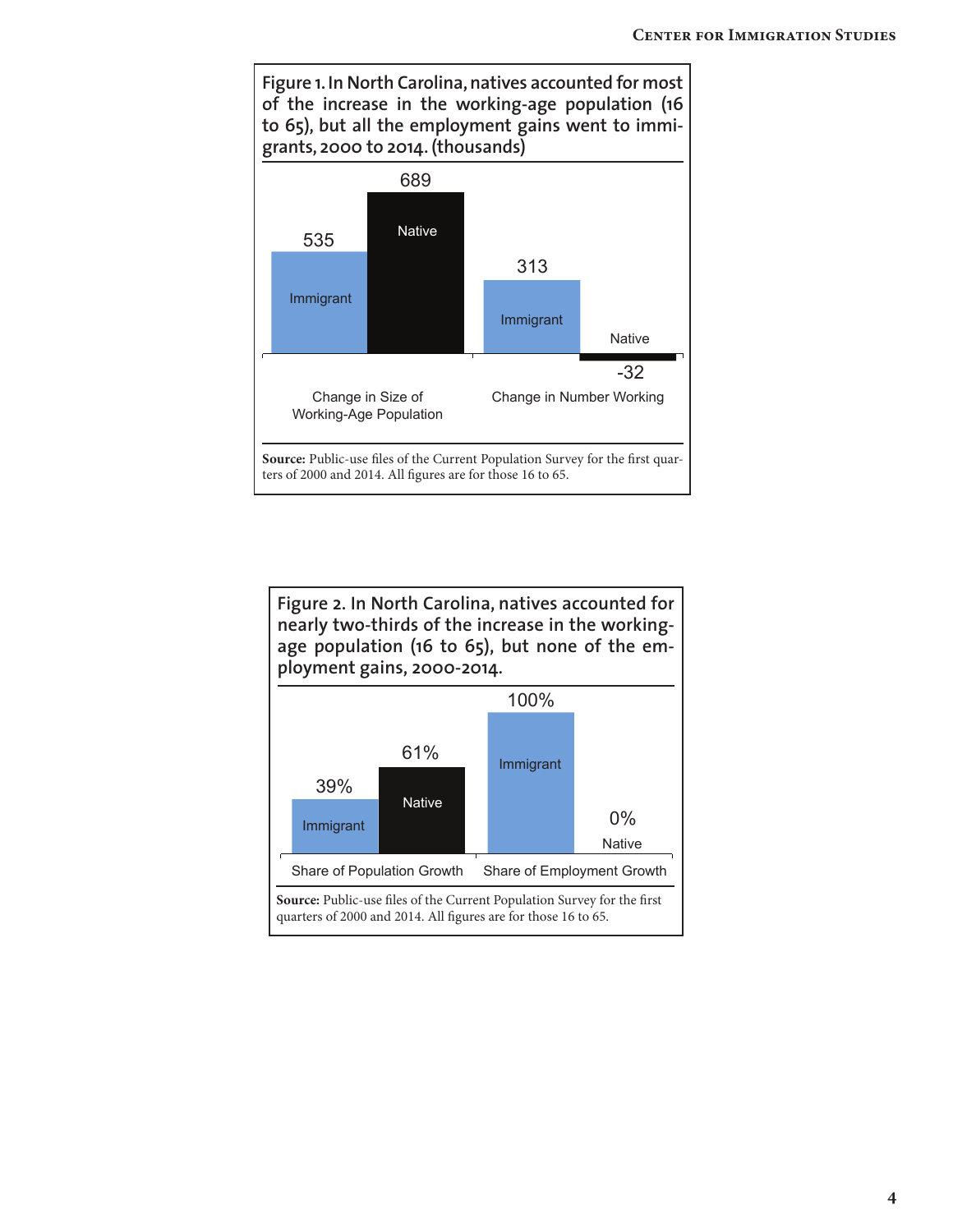**Figure 1. In North Carolina, natives accounted for most of the increase in the working-age population (16 to 65), but all the employment gains went to immigrants, 2000 to 2014. (thousands)**

| | Immigrant | Native |
|---|---|---|
| Change in Size of Working-Age Population | 535 | 689 |
| Change in Number Working | 313 | -32 |

**Source:** Public-use files of the Current Population Survey for the first quarters of 2000 and 2014. All figures are for those 16 to 65.

**Figure 2. In North Carolina, natives accounted for nearly two-thirds of the increase in the working-age population (16 to 65), but none of the employment gains, 2000-2014.**

| | Immigrant | Native |
|---|---|---|
| Share of Population Growth | 39% | 61% |
| Share of Employment Growth | 100% | 0% |

**Source:** Public-use files of the Current Population Survey for the first quarters of 2000 and 2014. All figures are for those 16 to 65.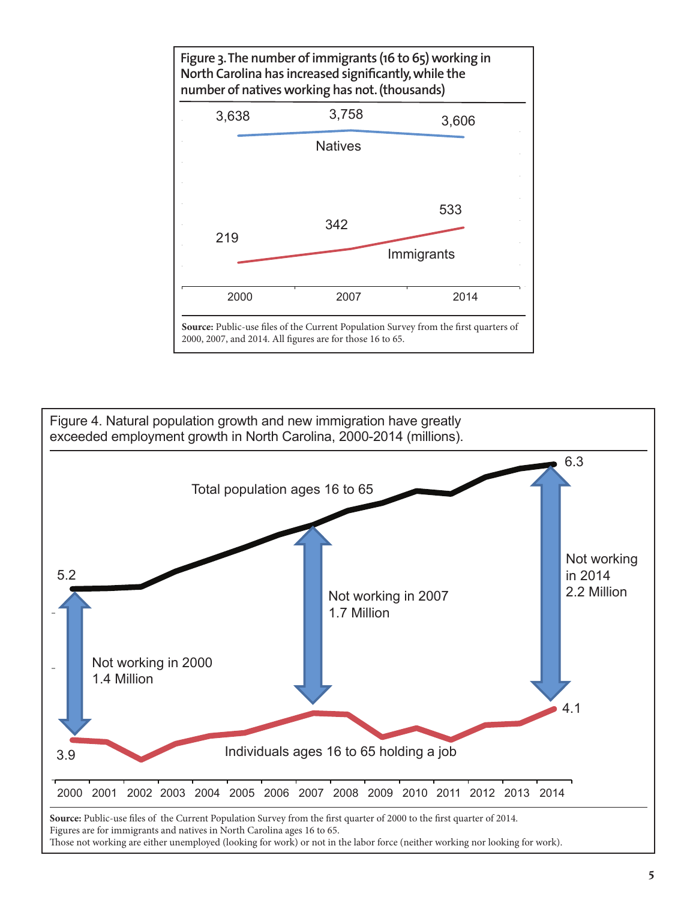**Figure 3. The number of immigrants (16 to 65) working in North Carolina has increased significantly, while the number of natives working has not. (thousands)**

| | 2000 | 2007 | 2014 |
| --- | --- | --- | --- |
| Natives | 3,638 | 3,758 | 3,606 |
| Immigrants | 219 | 342 | 533 |

**Source:** Public-use files of the Current Population Survey from the first quarters of 2000, 2007, and 2014. All figures are for those 16 to 65.

Figure 4. Natural population growth and new immigration have greatly exceeded employment growth in North Carolina, 2000-2014 (millions).

| | 2000 | 2007 | 2014 |
| --- | --- | --- | --- |
| Total population ages 16 to 65 | 5.2 | | 6.3 |
| Individuals ages 16 to 65 holding a job | 3.9 | | 4.1 |
| Not working | 1.4 Million | 1.7 Million | 2.2 Million |

**Source:** Public-use files of the Current Population Survey from the first quarter of 2000 to the first quarter of 2014.
Figures are for immigrants and natives in North Carolina ages 16 to 65.
Those not working are either unemployed (looking for work) or not in the labor force (neither working nor looking for work).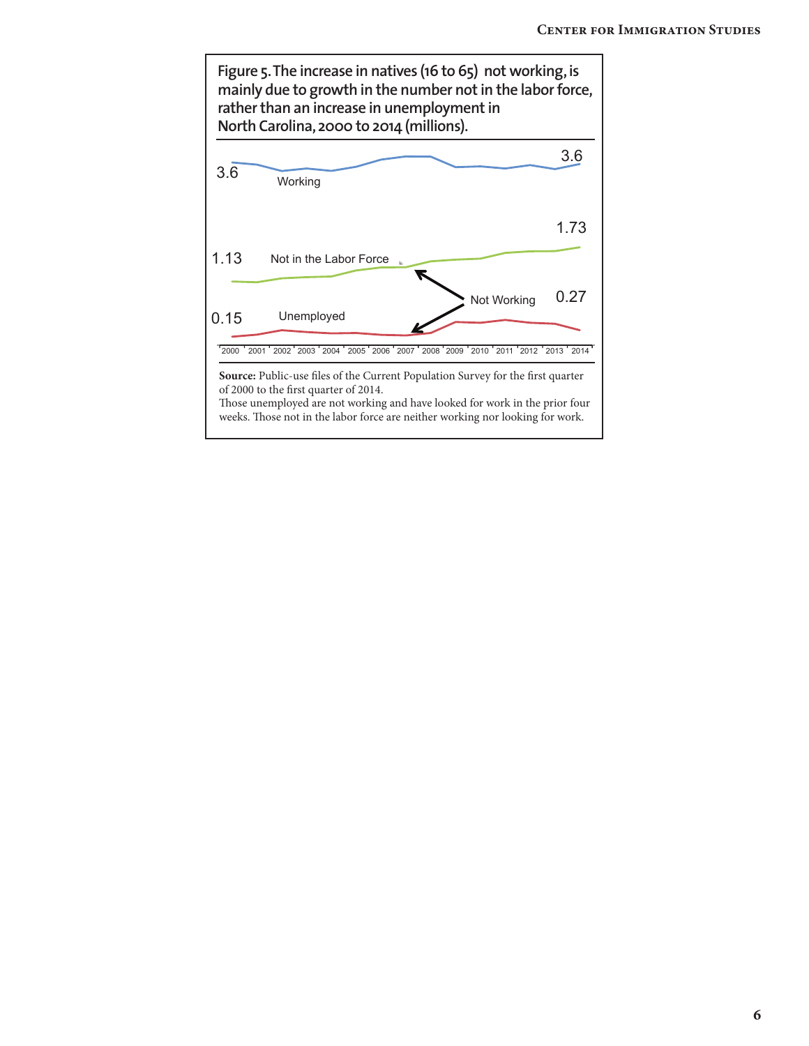**Figure 5. The increase in natives (16 to 65) not working, is mainly due to growth in the number not in the labor force, rather than an increase in unemployment in North Carolina, 2000 to 2014 (millions).**

3.6 Working 3.6

1.13 Not in the Labor Force 1.73

Not Working

0.15 Unemployed 0.27

2000 2001 2002 2003 2004 2005 2006 2007 2008 2009 2010 2011 2012 2013 2014

**Source:** Public-use files of the Current Population Survey for the first quarter of 2000 to the first quarter of 2014.
Those unemployed are not working and have looked for work in the prior four weeks. Those not in the labor force are neither working nor looking for work.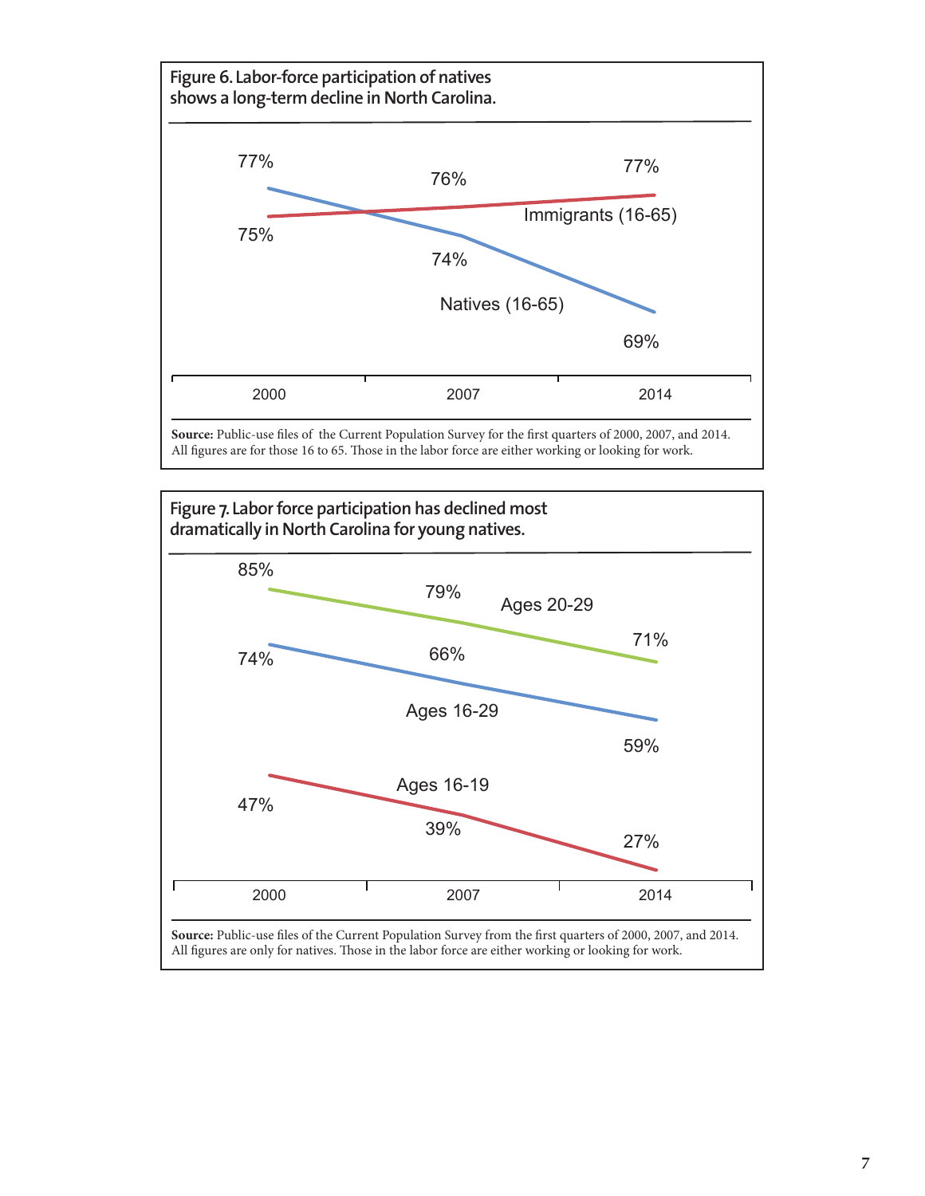**Figure 6. Labor-force participation of natives shows a long-term decline in North Carolina.**

| | 2000 | 2007 | 2014 |
|---|---|---|---|
| Immigrants (16-65) | 75% | 76% | 77% |
| Natives (16-65) | 77% | 74% | 69% |

**Source:** Public-use files of the Current Population Survey for the first quarters of 2000, 2007, and 2014. All figures are for those 16 to 65. Those in the labor force are either working or looking for work.

**Figure 7. Labor force participation has declined most dramatically in North Carolina for young natives.**

| | 2000 | 2007 | 2014 |
|---|---|---|---|
| Ages 20-29 | 85% | 79% | 71% |
| Ages 16-29 | 74% | 66% | 59% |
| Ages 16-19 | 47% | 39% | 27% |

**Source:** Public-use files of the Current Population Survey from the first quarters of 2000, 2007, and 2014. All figures are only for natives. Those in the labor force are either working or looking for work.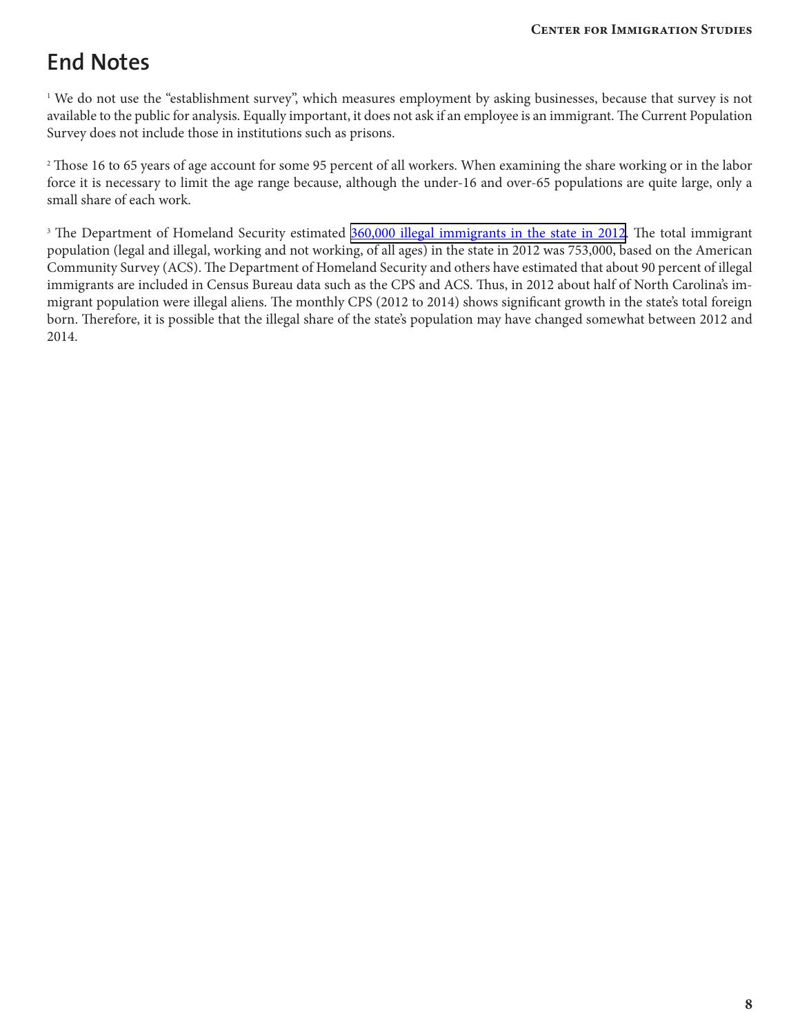## End Notes

[1] We do not use the "establishment survey", which measures employment by asking businesses, because that survey is not available to the public for analysis. Equally important, it does not ask if an employee is an immigrant. The Current Population Survey does not include those in institutions such as prisons.

[2] Those 16 to 65 years of age account for some 95 percent of all workers. When examining the share working or in the labor force it is necessary to limit the age range because, although the under-16 and over-65 populations are quite large, only a small share of each work.

[3] The Department of Homeland Security estimated 360,000 illegal immigrants in the state in 2012. The total immigrant population (legal and illegal, working and not working, of all ages) in the state in 2012 was 753,000, based on the American Community Survey (ACS). The Department of Homeland Security and others have estimated that about 90 percent of illegal immigrants are included in Census Bureau data such as the CPS and ACS. Thus, in 2012 about half of North Carolina's immigrant population were illegal aliens. The monthly CPS (2012 to 2014) shows significant growth in the state's total foreign born. Therefore, it is possible that the illegal share of the state's population may have changed somewhat between 2012 and 2014.